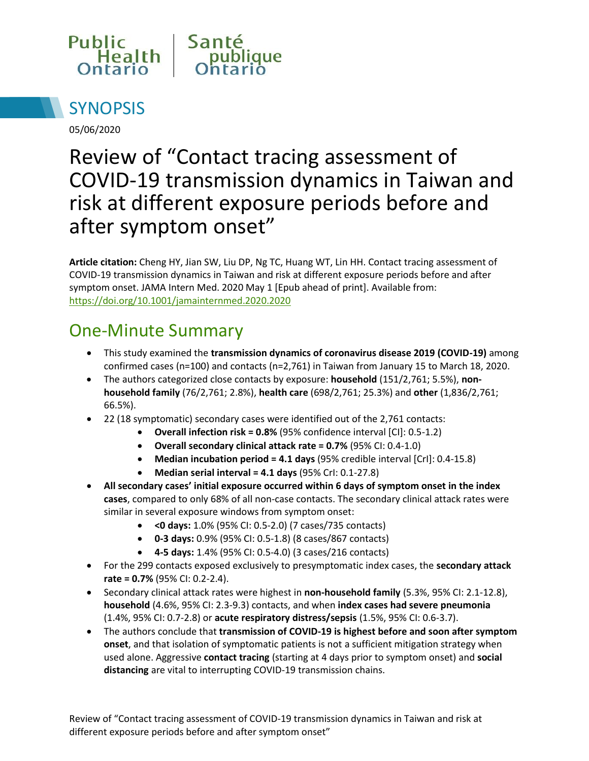Public Health Ontario | Santé publique Ontario

# SYNOPSIS

05/06/2020

# Review of “Contact tracing assessment of COVID-19 transmission dynamics in Taiwan and risk at different exposure periods before and after symptom onset”

**Article citation:** Cheng HY, Jian SW, Liu DP, Ng TC, Huang WT, Lin HH. Contact tracing assessment of COVID-19 transmission dynamics in Taiwan and risk at different exposure periods before and after symptom onset. JAMA Intern Med. 2020 May 1 [Epub ahead of print]. Available from: https://doi.org/10.1001/jamainternmed.2020.2020

## One-Minute Summary

- This study examined the **transmission dynamics of coronavirus disease 2019 (COVID-19)** among confirmed cases (n=100) and contacts (n=2,761) in Taiwan from January 15 to March 18, 2020.
- The authors categorized close contacts by exposure: **household** (151/2,761; 5.5%), **non-household family** (76/2,761; 2.8%), **health care** (698/2,761; 25.3%) and **other** (1,836/2,761; 66.5%).
- 22 (18 symptomatic) secondary cases were identified out of the 2,761 contacts:
  - **Overall infection risk = 0.8%** (95% confidence interval [CI]: 0.5-1.2)
  - **Overall secondary clinical attack rate = 0.7%** (95% CI: 0.4-1.0)
  - **Median incubation period = 4.1 days** (95% credible interval [CrI]: 0.4-15.8)
  - **Median serial interval = 4.1 days** (95% CrI: 0.1-27.8)
- **All secondary cases’ initial exposure occurred within 6 days of symptom onset in the index cases**, compared to only 68% of all non-case contacts. The secondary clinical attack rates were similar in several exposure windows from symptom onset:
  - **<0 days:** 1.0% (95% CI: 0.5-2.0) (7 cases/735 contacts)
  - **0-3 days:** 0.9% (95% CI: 0.5-1.8) (8 cases/867 contacts)
  - **4-5 days:** 1.4% (95% CI: 0.5-4.0) (3 cases/216 contacts)
- For the 299 contacts exposed exclusively to presymptomatic index cases, the **secondary attack rate = 0.7%** (95% CI: 0.2-2.4).
- Secondary clinical attack rates were highest in **non-household family** (5.3%, 95% CI: 2.1-12.8), **household** (4.6%, 95% CI: 2.3-9.3) contacts, and when **index cases had severe pneumonia** (1.4%, 95% CI: 0.7-2.8) or **acute respiratory distress/sepsis** (1.5%, 95% CI: 0.6-3.7).
- The authors conclude that **transmission of COVID-19 is highest before and soon after symptom onset**, and that isolation of symptomatic patients is not a sufficient mitigation strategy when used alone. Aggressive **contact tracing** (starting at 4 days prior to symptom onset) and **social distancing** are vital to interrupting COVID-19 transmission chains.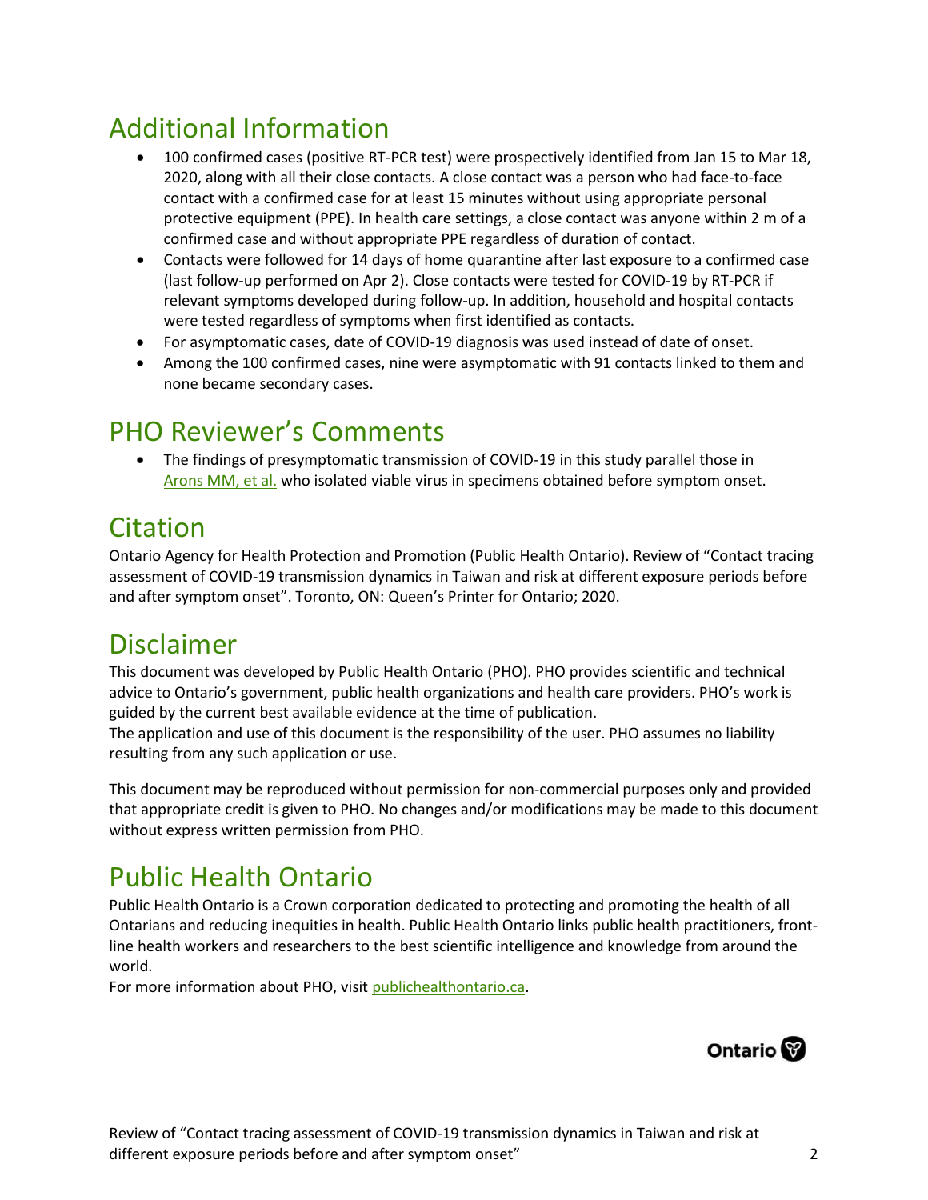## Additional Information

- 100 confirmed cases (positive RT-PCR test) were prospectively identified from Jan 15 to Mar 18, 2020, along with all their close contacts. A close contact was a person who had face-to-face contact with a confirmed case for at least 15 minutes without using appropriate personal protective equipment (PPE). In health care settings, a close contact was anyone within 2 m of a confirmed case and without appropriate PPE regardless of duration of contact.
- Contacts were followed for 14 days of home quarantine after last exposure to a confirmed case (last follow-up performed on Apr 2). Close contacts were tested for COVID-19 by RT-PCR if relevant symptoms developed during follow-up. In addition, household and hospital contacts were tested regardless of symptoms when first identified as contacts.
- For asymptomatic cases, date of COVID-19 diagnosis was used instead of date of onset.
- Among the 100 confirmed cases, nine were asymptomatic with 91 contacts linked to them and none became secondary cases.

## PHO Reviewer's Comments

- The findings of presymptomatic transmission of COVID-19 in this study parallel those in Arons MM, et al. who isolated viable virus in specimens obtained before symptom onset.

## Citation

Ontario Agency for Health Protection and Promotion (Public Health Ontario). Review of "Contact tracing assessment of COVID-19 transmission dynamics in Taiwan and risk at different exposure periods before and after symptom onset". Toronto, ON: Queen's Printer for Ontario; 2020.

## Disclaimer

This document was developed by Public Health Ontario (PHO). PHO provides scientific and technical advice to Ontario's government, public health organizations and health care providers. PHO's work is guided by the current best available evidence at the time of publication.
The application and use of this document is the responsibility of the user. PHO assumes no liability resulting from any such application or use.

This document may be reproduced without permission for non-commercial purposes only and provided that appropriate credit is given to PHO. No changes and/or modifications may be made to this document without express written permission from PHO.

## Public Health Ontario

Public Health Ontario is a Crown corporation dedicated to protecting and promoting the health of all Ontarians and reducing inequities in health. Public Health Ontario links public health practitioners, front-line health workers and researchers to the best scientific intelligence and knowledge from around the world.
For more information about PHO, visit publichealthontario.ca.

Ontario